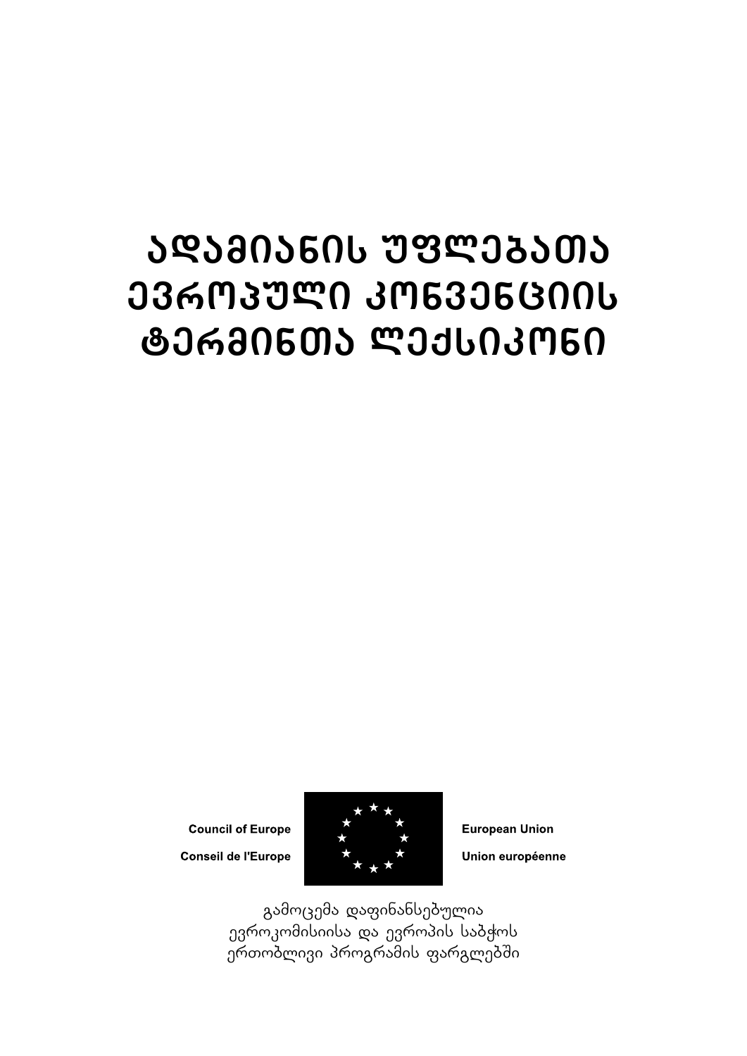# ადამიანის უფლებათა ევროპული კონვენციის ტერმინთა ლექსიკონი

Council of Europe
Conseil de l'Europe

European Union
Union européenne

გამოცემა დაფინანსებულია
ევროკომისიისა და ევროპის საბჭოს
ერთობლივი პროგრამის ფარგლებში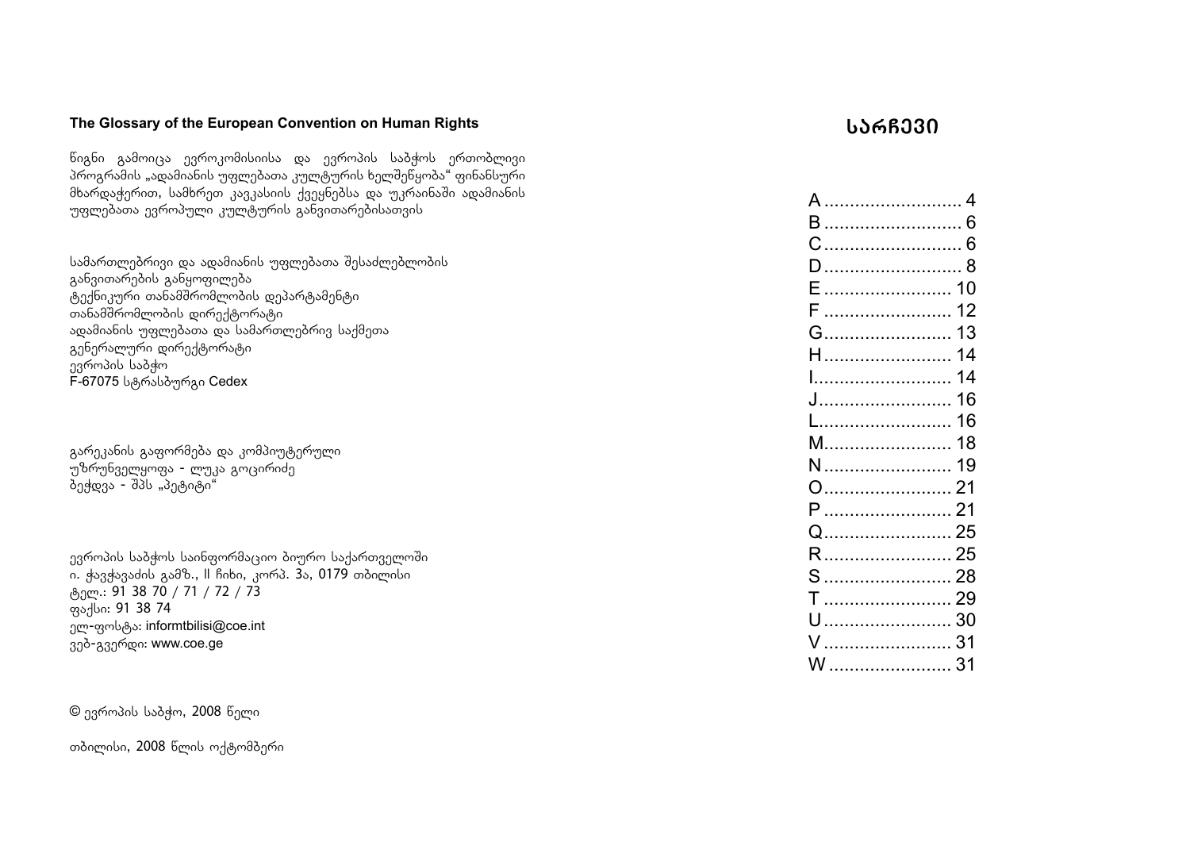**The Glossary of the European Convention on Human Rights**

წიგნი გამოიცა ევროკომისიისა და ევროპის საბჭოს ერთობლივი პროგრამის „ადამიანის უფლებათა კულტურის ხელშეწყობა" ფინანსური მხარდაჭერით, სამხრეთ კავკასიის ქვეყნებსა და უკრაინაში ადამიანის უფლებათა ევროპული კულტურის განვითარებისათვის

სამართლებრივი და ადამიანის უფლებათა შესაძლებლობის განვითარების განყოფილება
ტექნიკური თანამშრომლობის დეპარტამენტი
თანამშრომლობის დირექტორატი
ადამიანის უფლებათა და სამართლებრივ საქმეთა გენერალური დირექტორატი
ევროპის საბჭო
F-67075 სტრასბურგი Cedex

გარეკანის გაფორმება და კომპიუტერული უზრუნველყოფა - ლუკა გოცირიძე
ბეჭდვა - შპს „პეტიტი"

ევროპის საბჭოს საინფორმაციო ბიურო საქართველოში
ი. ჭავჭავაძის გამზ., II ჩიხი, კორპ. 3ა, 0179 თბილისი
ტელ.: 91 38 70 / 71 / 72 / 73
ფაქსი: 91 38 74
ელ-ფოსტა: informtbilisi@coe.int
ვებ-გვერდი: www.coe.ge

© ევროპის საბჭო, 2008 წელი

თბილისი, 2008 წლის ოქტომბერი

# სარჩევი

A .......................... 4
B .......................... 6
C .......................... 6
D .......................... 8
E .......................... 10
F .......................... 12
G .......................... 13
H .......................... 14
I .......................... 14
J .......................... 16
L .......................... 16
M .......................... 18
N .......................... 19
O .......................... 21
P .......................... 21
Q .......................... 25
R .......................... 25
S .......................... 28
T .......................... 29
U .......................... 30
V .......................... 31
W .......................... 31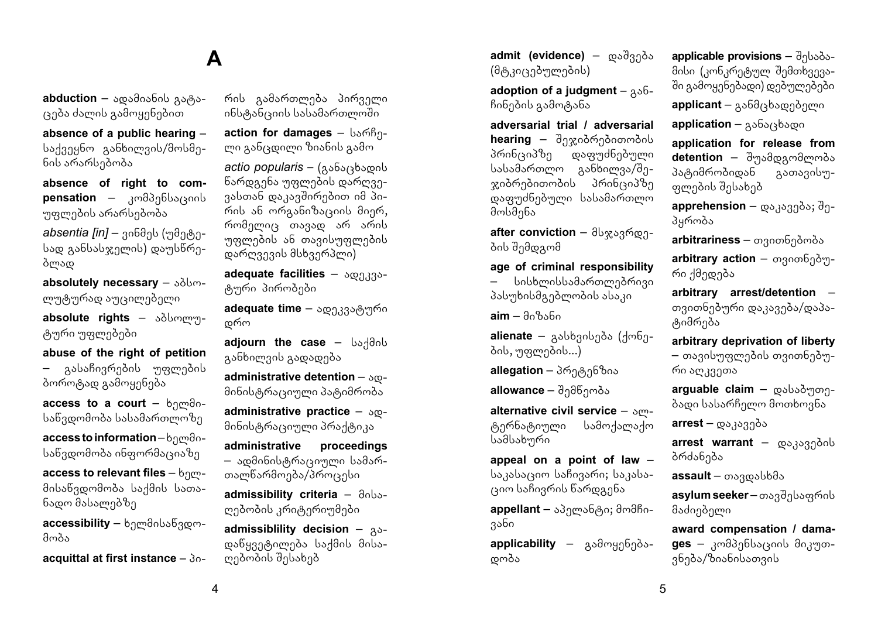# A

**abduction** – ადამიანის გატაცება ძალის გამოყენებით

**absence of a public hearing** – საქვეყნო განხილვის/მოსმენის არარსებობა

**absence of right to compensation** – კომპენსაციის უფლების არარსებობა

*absentia [in]* – ვინმეს (უმეტესად განსასჯელის) დაუსწრებლად

**absolutely necessary** – აბსოლუტურად აუცილებელი

**absolute rights** – აბსოლუტური უფლებები

**abuse of the right of petition** – გასაჩივრების უფლების ბოროტად გამოყენება

**access to a court** – ხელმისაწვდომობა სასამართლოზე

**access to information** – ხელმისაწვდომობა ინფორმაციაზე

**access to relevant files** – ხელმისაწვდომობა საქმის სათანადო მასალებზე

**accessibility** – ხელმისაწვდომობა

**acquittal at first instance** – პირის გამართლება პირველი ინსტანციის სასამართლოში

**action for damages** – სარჩელი განცდილი ზიანის გამო

*actio popularis* – (განაცხადის წარდგენა უფლების დარღვევასთან დაკავშირებით იმ პირის ან ორგანიზაციის მიერ, რომელიც თავად არ არის უფლების ან თავისუფლების დარღვევის მსხვერპლი)

**adequate facilities** – ადეკვატური პირობები

**adequate time** – ადეკვატური დრო

**adjourn the case** – საქმის განხილვის გადადება

**administrative detention** – ადმინისტრაციული პატიმრობა

**administrative practice** – ადმინისტრაციული პრაქტიკა

**administrative proceedings** – ადმინისტრაციული სამართალწარმოება/პროცესი

**admissibility criteria** – მისაღებობის კრიტერიუმები

**admissiblility decision** – გადაწყვეტილება საქმის მისაღებობის შესახებ

**admit (evidence)** – დაშვება (მტკიცებულების)

**adoption of a judgment** – განჩინების გამოტანა

**adversarial trial / adversarial hearing** – შეჯიბრებითობის პრინციპზე დაფუძნებული სასამართლო განხილვა/შეჯიბრებითობის პრინციპზე დაფუძნებული სასამართლო მოსმენა

**after conviction** – მსჯავრდების შემდგომ

**age of criminal responsibility** – სისხლისსამართლებრივი პასუხისმგებლობის ასაკი

**aim** – მიზანი

**alienate** – გასხვისება (ქონების, უფლების...)

**allegation** – პრეტენზია

**allowance** – შემწეობა

**alternative civil service** – ალტერნატიული სამოქალაქო სამსახური

**appeal on a point of law** – საკასაციო საჩივარი; საკასაციო საჩივრის წარდგენა

**appellant** – აპელანტი; მომჩივანი

**applicability** – გამოყენებადობა

**applicable provisions** – შესაბამისი (კონკრეტულ შემთხვევაში გამოყენებადი) დებულებები

**applicant** – განმცხადებელი

**application** – განაცხადი

**application for release from detention** – შუამდგომლობა პატიმრობიდან გათავისუფლების შესახებ

**apprehension** – დაკავება; შეპყრობა

**arbitrariness** – თვითნებობა

**arbitrary action** – თვითნებური ქმედება

**arbitrary arrest/detention** – თვითნებური დაკავება/დაპატიმრება

**arbitrary deprivation of liberty** – თავისუფლების თვითნებური აღკვეთა

**arguable claim** – დასაბუთებადი სასარჩელო მოთხოვნა

**arrest** – დაკავება

**arrest warrant** – დაკავების ბრძანება

**assault** – თავდასხმა

**asylum seeker** – თავშესაფრის მაძიებელი

**award compensation / damages** – კომპენსაციის მიკუთვნება/ზიანისათვის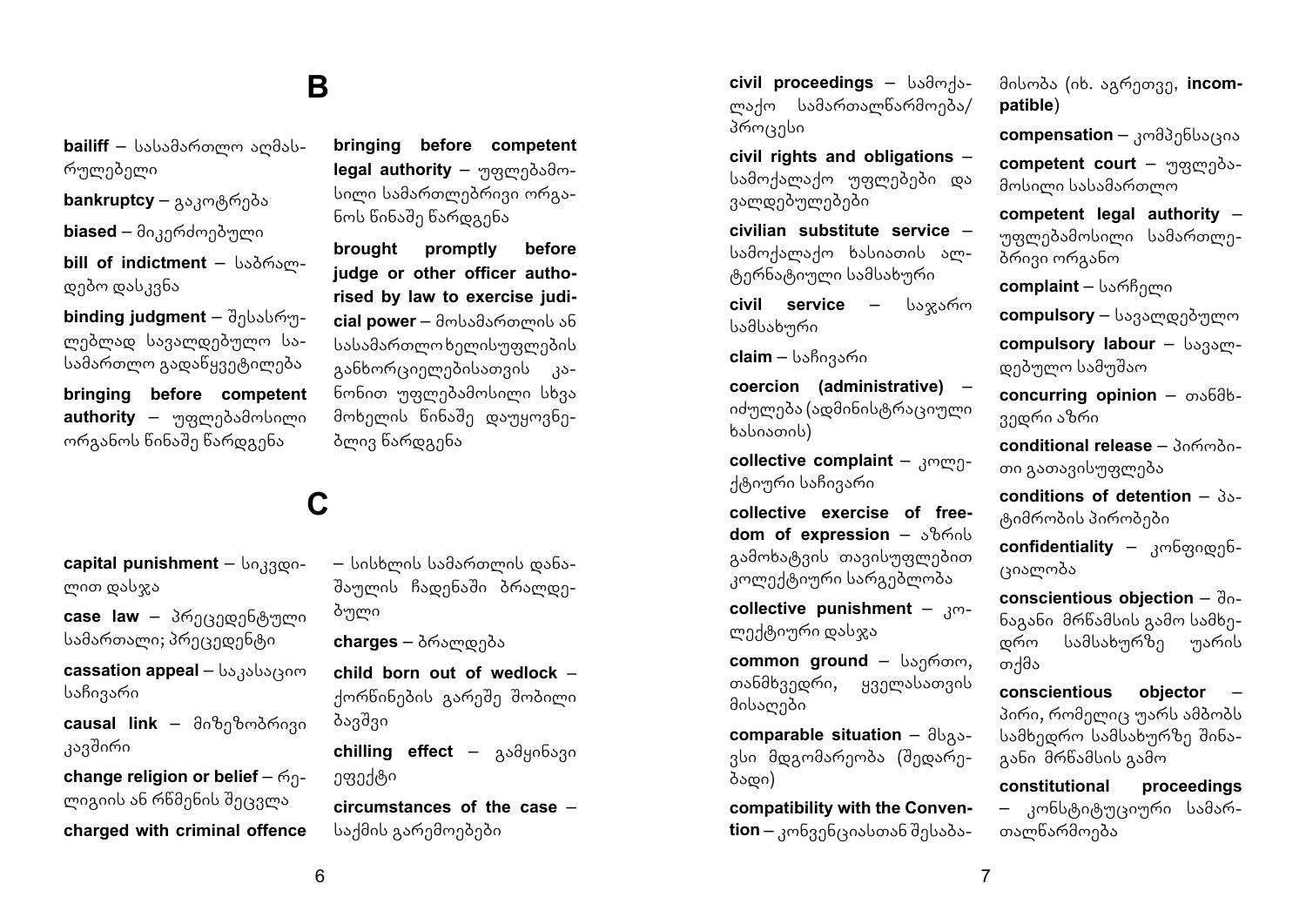# B

**bailiff** – სასამართლო აღმასრულებელი

**bankruptcy** – გაკოტრება

**biased** – მიკერძოებული

**bill of indictment** – საბრალდებო დასკვნა

**binding judgment** – შესასრულებლად სავალდებულო სასამართლო გადაწყვეტილება

**bringing before competent authority** – უფლებამოსილი ორგანოს წინაშე წარდგენა

**bringing before competent legal authority** – უფლებამოსილი სამართლებრივი ორგანოს წინაშე წარდგენა

**brought promptly before judge or other officer authorised by law to exercise judicial power** – მოსამართლის ან სასამართლო ხელისუფლების განხორციელებისათვის კანონით უფლებამოსილი სხვა მოხელის წინაშე დაუყოვნებლივ წარდგენა

# C

**capital punishment** – სიკვდილით დასჯა

**case law** – პრეცედენტული სამართალი; პრეცედენტი

**cassation appeal** – საკასაციო საჩივარი

**causal link** – მიზეზობრივი კავშირი

**change religion or belief** – რელიგიის ან რწმენის შეცვლა

**charged with criminal offence** – სისხლის სამართლის დანაშაულის ჩადენაში ბრალდებული

**charges** – ბრალდება

**child born out of wedlock** – ქორწინების გარეშე შობილი ბავშვი

**chilling effect** – გამყინავი ეფექტი

**circumstances of the case** – საქმის გარემოებები

**civil proceedings** – სამოქალაქო სამართალწარმოება/პროცესი

**civil rights and obligations** – სამოქალაქო უფლებები და ვალდებულებები

**civilian substitute service** – სამოქალაქო ხასიათის ალტერნატიული სამსახური

**civil service** – საჯარო სამსახური

**claim** – საჩივარი

**coercion (administrative)** – იძულება (ადმინისტრაციული ხასიათის)

**collective complaint** – კოლექტიური საჩივარი

**collective exercise of freedom of expression** – აზრის გამოხატვის თავისუფლებით კოლექტიური სარგებლობა

**collective punishment** – კოლექტიური დასჯა

**common ground** – საერთო, თანმხვედრი, ყველასათვის მისაღები

**comparable situation** – მსგავსი მდგომარეობა (შედარებადი)

**compatibility with the Convention** – კონვენციასთან შესაბამისობა (იხ. აგრეთვე, **incompatible**)

**compensation** – კომპენსაცია

**competent court** – უფლებამოსილი სასამართლო

**competent legal authority** – უფლებამოსილი სამართლებრივი ორგანო

**complaint** – საჩივარი

**compulsory** – სავალდებულო

**compulsory labour** – სავალდებულო სამუშაო

**concurring opinion** – თანმხვედრი აზრი

**conditional release** – პირობითი გათავისუფლება

**conditions of detention** – პატიმრობის პირობები

**confidentiality** – კონფიდენციალობა

**conscientious objection** – შინაგანი მრწამსის გამო სამხედრო სამსახურზე უარის თქმა

**conscientious objector** – პირი, რომელიც უარს ამბობს სამხედრო სამსახურზე შინაგანი მრწამსის გამო

**constitutional proceedings** – კონსტიტუციური სამართალწარმოება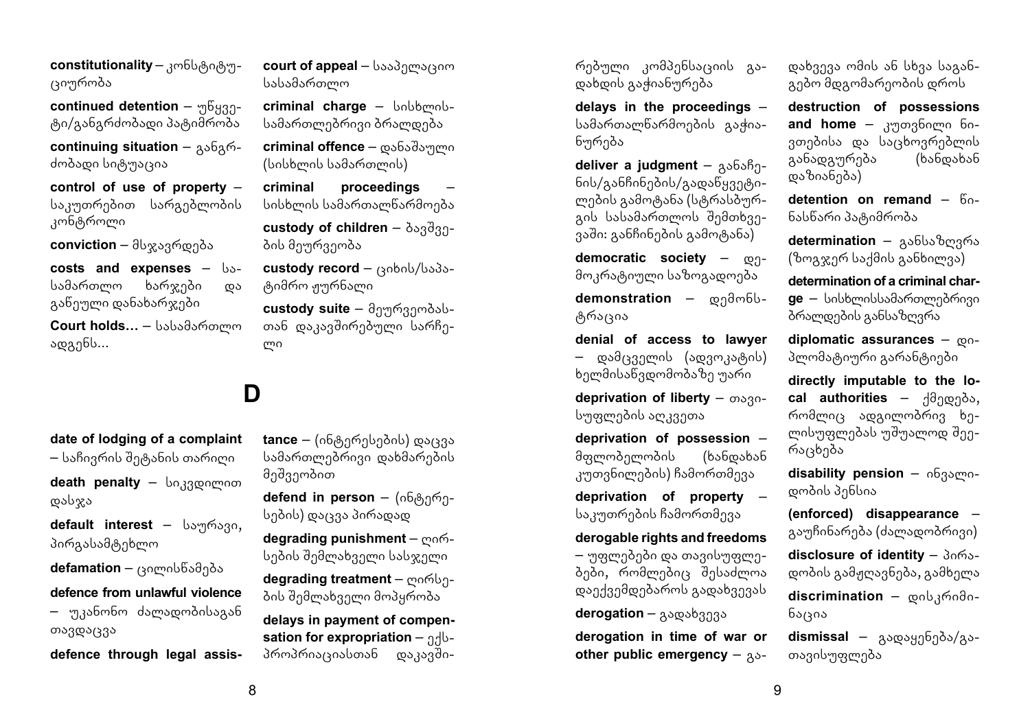**constitutionality** – კონსტიტუციურობა

**continued detention** – უწყვეტი/განგრძობადი პატიმრობა

**continuing situation** – განგრძობადი სიტუაცია

**control of use of property** – საკუთრებით სარგებლობის კონტროლი

**conviction** – მსჯავრდება

**costs and expenses** – სასამართლო ხარჯები და გაწეული დანახარჯები

**Court holds…** – სასამართლო ადგენს...

**court of appeal** – სააპელაციო სასამართლო

**criminal charge** – სისხლისსამართლებრივი ბრალდება

**criminal offence** – დანაშაული (სისხლის სამართლის)

**criminal proceedings** – სისხლის სამართალწარმოება

**custody of children** – ბავშვების მეურვეობა

**custody record** – ციხის/საპატიმრო ჟურნალი

**custody suite** – მეურვეობასთან დაკავშირებული სარჩელი

# D

**date of lodging of a complaint** – საჩივრის შეტანის თარიღი

**death penalty** – სიკვდილით დასჯა

**default interest** – საურავი, პირგასამტეხლო

**defamation** – ცილისწამება

**defence from unlawful violence** – უკანონო ძალადობისაგან თავდაცვა

**defence through legal assistance** – (ინტერესების) დაცვა სამართლებრივი დახმარების მეშვეობით

**defend in person** – (ინტერესების) დაცვა პირადად

**degrading punishment** – ღირსების შემლახველი სასჯელი

**degrading treatment** – ღირსების შემლახველი მოპყრობა

**delays in payment of compensation for expropriation** – ექსპროპრიაციასთან დაკავშირებული კომპენსაციის გადახდის გაჭიანურება

**delays in the proceedings** – სამართალწარმოების გაჭიანურება

**deliver a judgment** – განაჩენის/განჩინების/გადაწყვეტილების გამოტანა (სტრასბურგის სასამართლოს შემთხვევაში: განჩინების გამოტანა)

**democratic society** – დემოკრატიული საზოგადოება

**demonstration** – დემონსტრაცია

**denial of access to lawyer** – დამცველის (ადვოკატის) ხელმისაწვდომობაზე უარი

**deprivation of liberty** – თავისუფლების აღკვეთა

**deprivation of possession** – მფლობელობის (ხანდახან კუთვნილების) ჩამორთმევა

**deprivation of property** – საკუთრების ჩამორთმევა

**derogable rights and freedoms** – უფლებები და თავისუფლებები, რომლებიც შესაძლოა დაექვემდებაროს გადახვევას

**derogation** – გადახვევა

**derogation in time of war or other public emergency** – გადახვევა ომის ან სხვა საგანგებო მდგომარეობის დროს

**destruction of possessions and home** – კუთვნილი ნივთებისა და საცხოვრებლის განადგურება (ხანდახან დაზიანება)

**detention on remand** – წინასწარი პატიმრობა

**determination** – განსაზღვრა (ზოგჯერ საქმის განხილვა)

**determination of a criminal charge** – სისხლისსამართლებრივი ბრალდების განსაზღვრა

**diplomatic assurances** – დიპლომატიური გარანტიები

**directly imputable to the local authorities** – ქმედება, რომლიც ადგილობრივ ხელისუფლებას უშუალოდ შეერაცხება

**disability pension** – ინვალიდობის პენსია

**(enforced) disappearance** – გაუჩინარება (ძალადობრივი)

**disclosure of identity** – პირადობის გამჟღავნება, გამხელა

**discrimination** – დისკრიმინაცია

**dismissal** – გადაყენება/გათავისუფლება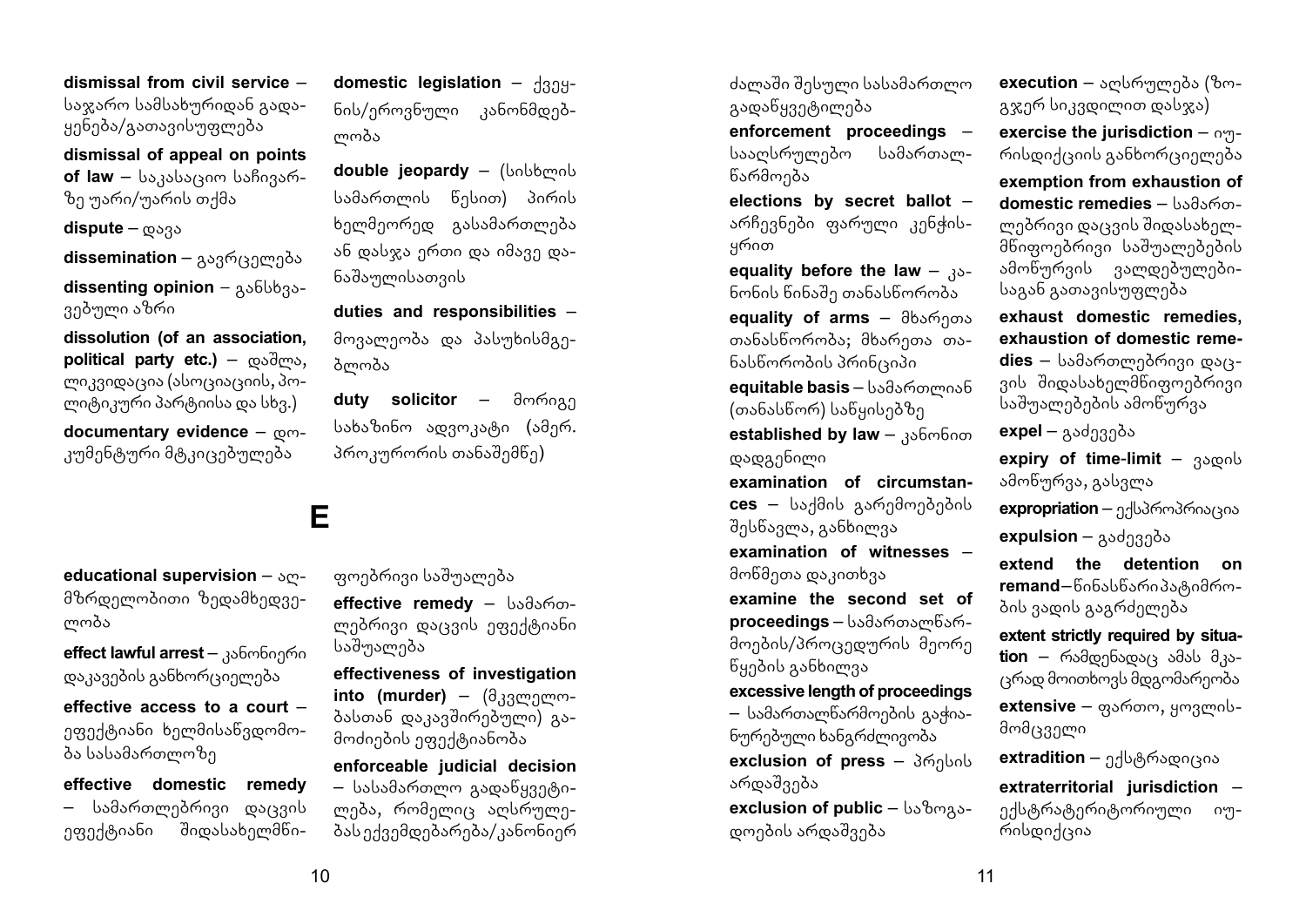**dismissal from civil service** – საჯარო სამსახურიდან გადაყენება/გათავისუფლება

**dismissal of appeal on points of law** – საკასაციო საჩივარზე უარი/უარის თქმა

**dispute** – დავა

**dissemination** – გავრცელება

**dissenting opinion** – განსხვავებული აზრი

**dissolution (of an association, political party etc.)** – დაშლა, ლიკვიდაცია (ასოციაციის, პოლიტიკური პარტიისა და სხვ.)

**documentary evidence** – დოკუმენტური მტკიცებულება

**domestic legislation** – ქვეყნის/ეროვნული კანონმდებლობა

**double jeopardy** – (სისხლის სამართლის წესით) პირის ხელმეორედ გასამართლება ან დასჯა ერთი და იმავე დანაშაულისათვის

**duties and responsibilities** – მოვალეობა და პასუხისმგებლობა

**duty solicitor** – მორიგე სახაზინო ადვოკატი (ამერ. პროკურორის თანაშემწე)

# E

**educational supervision** – აღმზრდელობითი ზედამხედველობა

**effect lawful arrest** – კანონიერი დაკავების განხორციელება

**effective access to a court** – ეფექტიანი ხელმისაწვდომობა სასამართლოზე

**effective domestic remedy** – სამართლებრივი დაცვის ეფექტიანი შიდასახელმწიფოებრივი საშუალება

**effective remedy** – სამართლებრივი დაცვის ეფექტიანი საშუალება

**effectiveness of investigation into (murder)** – (მკვლელობასთან დაკავშირებული) გამოძიების ეფექტიანობა

**enforceable judicial decision** – სასამართლო გადაწყვეტილება, რომელიც აღსრულებას ექვემდებარება/კანონიერ ძალაში შესული სასამართლო გადაწყვეტილება

**enforcement proceedings** – სააღსრულებო სამართალწარმოება

**elections by secret ballot** – არჩევნები ფარული კენჭისყრით

**equality before the law** – კანონის წინაშე თანასწორობა

**equality of arms** – მხარეთა თანასწორობა; მხარეთა თანასწორობის პრინციპი

**equitable basis** – სამართლიან (თანასწორ) საწყისებზე

**established by law** – კანონით დადგენილი

**examination of circumstances** – საქმის გარემოებების შესწავლა, განხილვა

**examination of witnesses** – მოწმეთა დაკითხვა

**examine the second set of proceedings** – სამართალწარმოების/პროცედურის მეორე წყების განხილვა

**excessive length of proceedings** – სამართალწარმოების გაჭიანურებული ხანგრძლივობა

**exclusion of press** – პრესის არდაშვება

**exclusion of public** – საზოგადოების არდაშვება

**execution** – აღსრულება (ზოგჯერ სიკვდილით დასჯა)

**exercise the jurisdiction** – იურისდიქციის განხორციელება

**exemption from exhaustion of domestic remedies** – სამართლებრივი დაცვის შიდასახელმწიფოებრივი საშუალებების ამოწურვის ვალდებულებისაგან გათავისუფლება

**exhaust domestic remedies, exhaustion of domestic remedies** – სამართლებრივი დაცვის შიდასახელმწიფოებრივი საშუალებების ამოწურვა

**expel** – გაძევება

**expiry of time-limit** – ვადის ამოწურვა, გასვლა

**expropriation** – ექსპროპრიაცია

**expulsion** – გაძევება

**extend the detention on remand** – წინასწარი პატიმრობის ვადის გაგრძელება

**extent strictly required by situation** – რამდენადაც ამას მკაცრად მოითხოვს მდგომარეობა

**extensive** – ფართო, ყოვლისმომცველი

**extradition** – ექსტრადიცია

**extraterritorial jurisdiction** – ექსტრატერიტორიული იურისდიქცია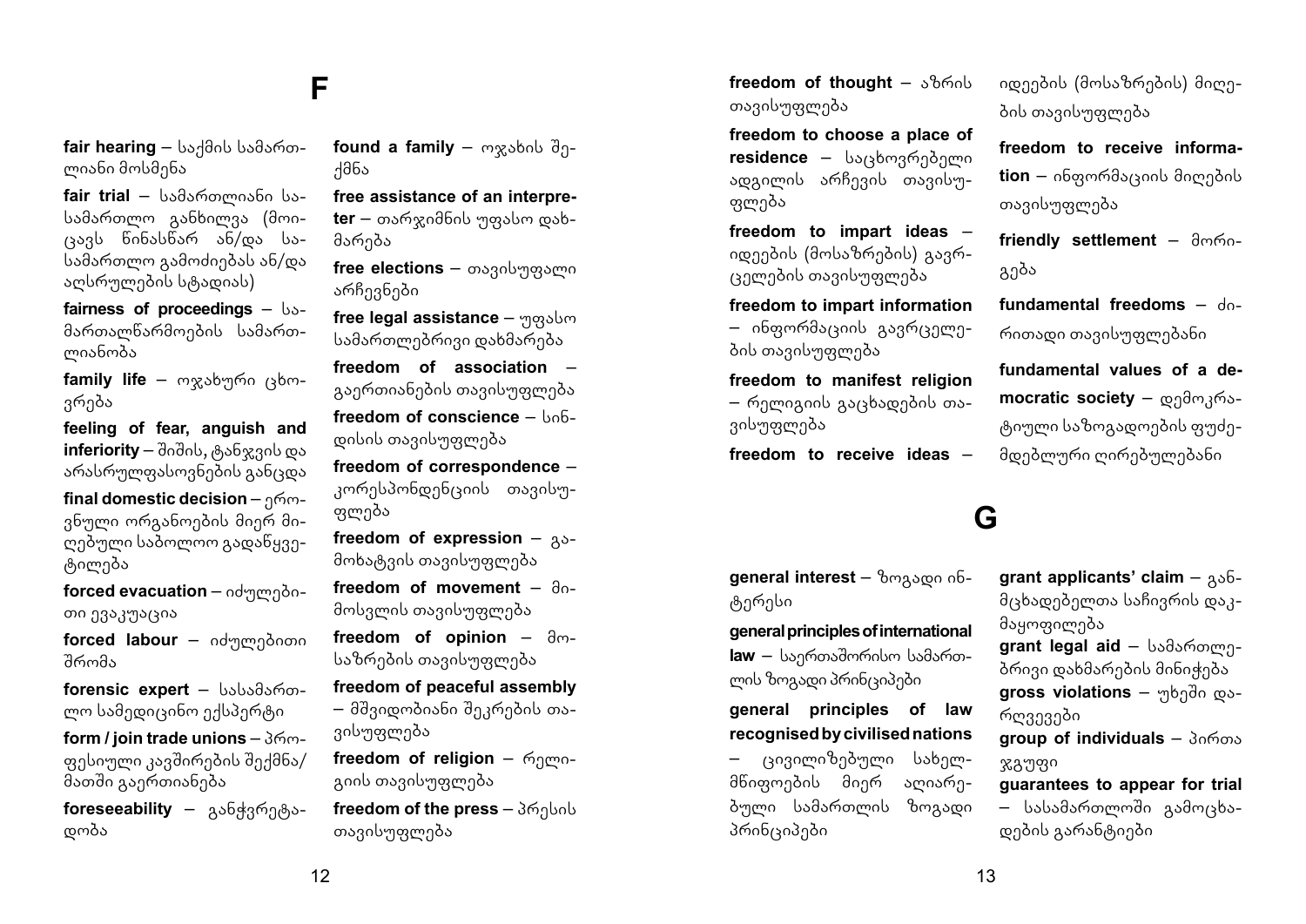# F

**fair hearing** – საქმის სამართლიანი მოსმენა

**fair trial** – სამართლიანი სასამართლო განხილვა (მოიცავს წინასწარ ან/და სასამართლო გამოძიებას ან/და აღსრულების სტადიას)

**fairness of proceedings** – სამართალწარმოების სამართლიანობა

**family life** – ოჯახური ცხოვრება

**feeling of fear, anguish and inferiority** – შიშის, ტანჯვის და არასრულფასოვნების განცდა

**final domestic decision** – ეროვნული ორგანოების მიერ მიღებული საბოლოო გადაწყვეტილება

**forced evacuation** – იძულებითი ევაკუაცია

**forced labour** – იძულებითი შრომა

**forensic expert** – სასამართლო სამედიცინო ექსპერტი

**form / join trade unions** – პროფესიული კავშირების შექმნა/ მათში გაერთიანება

**foreseeability** – განჭვრეტადობა

**found a family** – ოჯახის შექმნა

**free assistance of an interpreter** – თარჯიმნის უფასო დახმარება

**free elections** – თავისუფალი არჩევნები

**free legal assistance** – უფასო სამართლებრივი დახმარება

**freedom of association** – გაერთიანების თავისუფლება

**freedom of conscience** – სინდისის თავისუფლება

**freedom of correspondence** – კორესპონდენციის თავისუფლება

**freedom of expression** – გამოხატვის თავისუფლება

**freedom of movement** – მიმოსვლის თავისუფლება

**freedom of opinion** – მოსაზრების თავისუფლება

**freedom of peaceful assembly** – მშვიდობიანი შეკრების თავისუფლება

**freedom of religion** – რელიგიის თავისუფლება

**freedom of the press** – პრესის თავისუფლება

**freedom of thought** – აზრის თავისუფლება

**freedom to choose a place of residence** – საცხოვრებელი ადგილის არჩევის თავისუფლება

**freedom to impart ideas** – იდეების (მოსაზრების) გავრცელების თავისუფლება

**freedom to impart information** – ინფორმაციის გავრცელების თავისუფლება

**freedom to manifest religion** – რელიგიის გაცხადების თავისუფლება

**freedom to receive ideas** – იდეების (მოსაზრების) მიღების თავისუფლება

**freedom to receive information** – ინფორმაციის მიღების თავისუფლება

**friendly settlement** – მორიგება

**fundamental freedoms** – ძირითადი თავისუფლებანი

**fundamental values of a democratic society** – დემოკრატიული საზოგადოების ფუძემდებლური ღირებულებანი

# G

**general interest** – ზოგადი ინტერესი

**general principles of international law** – საერთაშორისო სამართლის ზოგადი პრინციპები

**general principles of law recognised by civilised nations** – ცივილიზებული სახელმწიფოების მიერ აღიარებული სამართლის ზოგადი პრინციპები

**grant applicants' claim** – განმცხადებელთა საჩივრის დაკმაყოფილება

**grant legal aid** – სამართლებრივი დახმარების მინიჭება

**gross violations** – უხეში დარღვევები

**group of individuals** – პირთა ჯგუფი

**guarantees to appear for trial** – სასამართლოში გამოცხადების გარანტიები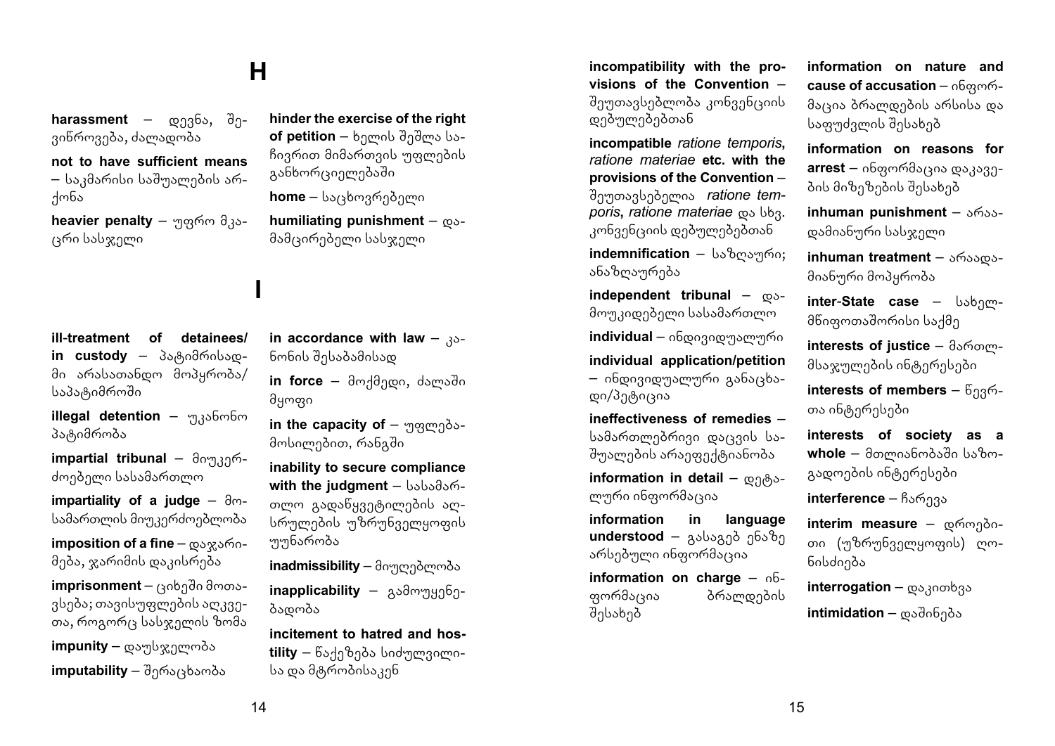# H

**harassment** – დევნა, შევიწროვება, ძალადობა

**not to have sufficient means** – საკმარისი საშუალების არქონა

**heavier penalty** – უფრო მკაცრი სასჯელი

**hinder the exercise of the right of petition** – ხელის შეშლა საჩივრით მიმართვის უფლების განხორციელებაში

**home** – საცხოვრებელი

**humiliating punishment** – დამამცირებელი სასჯელი

# I

**ill-treatment of detainees/ in custody** – პატიმრისადმი არასათანდო მოპყრობა/ საპატიმროში

**illegal detention** – უკანონო პატიმრობა

**impartial tribunal** – მიუკერძოებელი სასამართლო

**impartiality of a judge** – მოსამართლის მიუკერძოებლობა

**imposition of a fine** – დაჯარიმება, ჯარიმის დაკისრება

**imprisonment** – ციხეში მოთავსება; თავისუფლების აღკვეთა, როგორც სასჯელის ზომა

**impunity** – დაუსჯელობა

**imputability** – შერაცხაობა

**in accordance with law** – კანონის შესაბამისად

**in force** – მოქმედი, ძალაში მყოფი

**in the capacity of** – უფლებამოსილებით, რანგში

**inability to secure compliance with the judgment** – სასამართლო გადაწყვეტილების აღსრულების უზრუნველყოფის უუნარობა

**inadmissibility** – მიუღებლობა

**inapplicability** – გამოუყენებადობა

**incitement to hatred and hostility** – წაქეზება სიძულვილისა და მტრობისაკენ

**incompatibility with the provisions of the Convention** – შეუთავსებლობა კონვენციის დებულებებთან

**incompatible** ***ratione temporis, ratione materiae*** **etc. with the provisions of the Convention** – შეუთავსებელია *ratione temporis*, *ratione materiae* და სხვ. კონვენციის დებულებებთან

**indemnification** – საზღაური; ანაზღაურება

**independent tribunal** – დამოუკიდებელი სასამართლო

**individual** – ინდივიდუალური

**individual application/petition** – ინდივიდუალური განაცხადი/პეტიცია

**ineffectiveness of remedies** – სამართლებრივი დაცვის საშუალების არაეფექტიანობა

**information in detail** – დეტალური ინფორმაცია

**information in language understood** – გასაგებ ენაზე არსებული ინფორმაცია

**information on charge** – ინფორმაცია ბრალდების შესახებ

**information on nature and cause of accusation** – ინფორმაცია ბრალდების არსისა და საფუძვლის შესახებ

**information on reasons for arrest** – ინფორმაცია დაკავების მიზეზების შესახებ

**inhuman punishment** – არაადამიანური სასჯელი

**inhuman treatment** – არაადამიანური მოპყრობა

**inter-State case** – სახელმწიფოთაშორისი საქმე

**interests of justice** – მართლმსაჯულების ინტერესები

**interests of members** – წევრთა ინტერესები

**interests of society as a whole** – მთლიანობაში საზოგადოების ინტერესები

**interference** – ჩარევა

**interim measure** – დროებითი (უზრუნველყოფის) ღონისძიება

**interrogation** – დაკითხვა

**intimidation** – დაშინება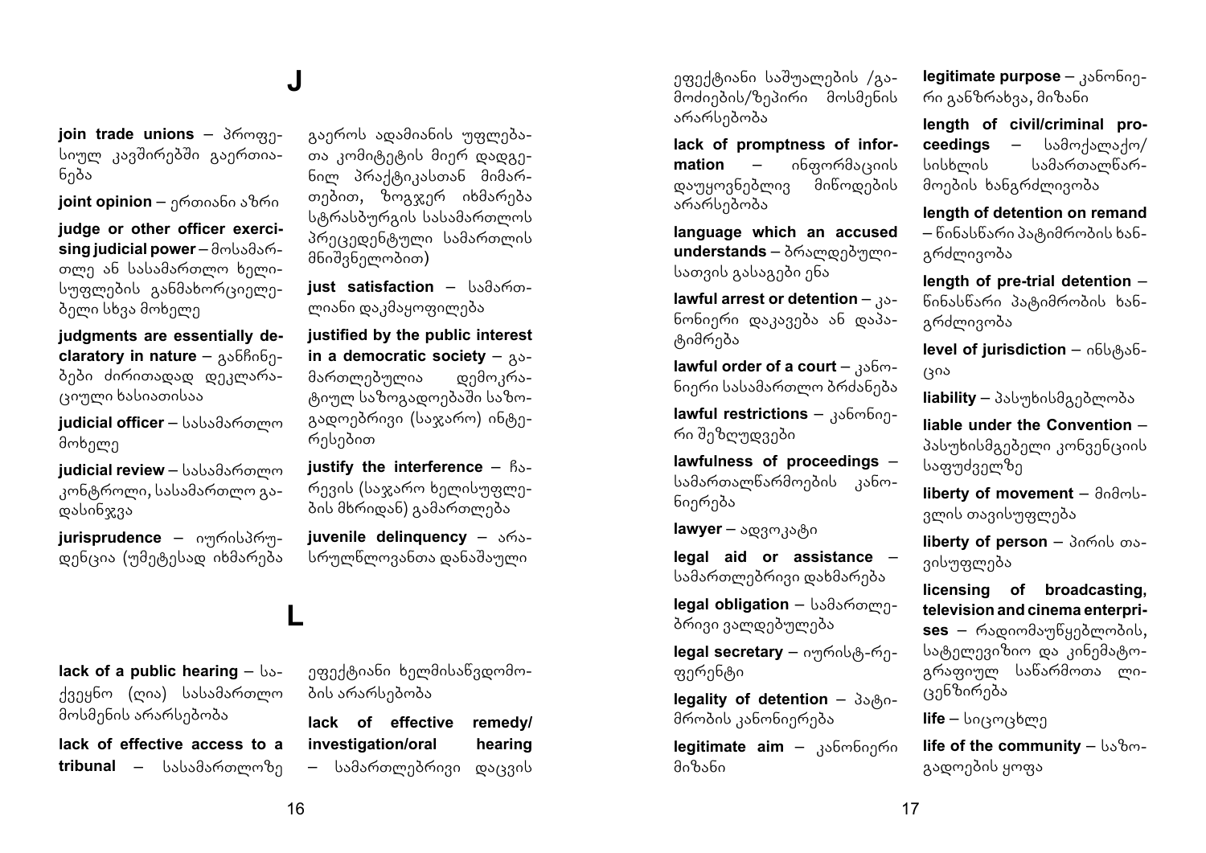# J

**join trade unions** – პროფესიულ კავშირებში გაერთიანება

**joint opinion** – ერთიანი აზრი

**judge or other officer exercising judicial power** – მოსამართლე ან სასამართლო ხელისუფლების განმახორციელებელი სხვა მოხელე

**judgments are essentially declaratory in nature** – განჩინებები ძირითადად დეკლარაციული ხასიათისაა

**judicial officer** – სასამართლო მოხელე

**judicial review** – სასამართლო კონტროლი, სასამართლო გადასინჯვა

**jurisprudence** – იურისპრუდენცია (უმეტესად იხმარება გაეროს ადამიანის უფლებათა კომიტეტის მიერ დადგენილ პრაქტიკასთან მიმართებით, ზოგჯერ იხმარება სტრასბურგის სასამართლოს პრეცედენტული სამართლის მნიშვნელობით)

**just satisfaction** – სამართლიანი დაკმაყოფილება

**justified by the public interest in a democratic society** – გამართლებულია დემოკრატიულ საზოგადოებაში საზოგადოებრივი (საჯარო) ინტერესებით

**justify the interference** – ჩარევის (საჯარო ხელისუფლების მხრიდან) გამართლება

**juvenile delinquency** – არასრულწლოვანთა დანაშაული

# L

**lack of a public hearing** – საქვეყნო (ღია) სასამართლო მოსმენის არარსებობა

**lack of effective access to a tribunal** – სასამართლოზე ეფექტიანი ხელმისაწვდომობის არარსებობა

**lack of effective remedy/investigation/oral hearing** – სამართლებრივი დაცვის ეფექტიანი საშუალების /გამოძიების/ზეპირი მოსმენის არარსებობა

**lack of promptness of information** – ინფორმაციის დაუყოვნებლივ მიწოდების არარსებობა

**language which an accused understands** – ბრალდებულისათვის გასაგები ენა

**lawful arrest or detention** – კანონიერი დაკავება ან დაპატიმრება

**lawful order of a court** – კანონიერი სასამართლო ბრძანება

**lawful restrictions** – კანონიერი შეზღუდვები

**lawfulness of proceedings** – სამართალწარმოების კანონიერება

**lawyer** – ადვოკატი

**legal aid or assistance** – სამართლებრივი დახმარება

**legal obligation** – სამართლებრივი ვალდებულება

**legal secretary** – იურისტ-რეფერენტი

**legality of detention** – პატიმრობის კანონიერება

**legitimate aim** – კანონიერი მიზანი

**legitimate purpose** – კანონიერი განზრახვა, მიზანი

**length of civil/criminal proceedings** – სამოქალაქო/სისხლის სამართალწარმოების ხანგრძლივობა

**length of detention on remand** – წინასწარი პატიმრობის ხანგრძლივობა

**length of pre-trial detention** – წინასწარი პატიმრობის ხანგრძლივობა

**level of jurisdiction** – ინსტანცია

**liability** – პასუხისმგებლობა

**liable under the Convention** – პასუხისმგებელი კონვენციის საფუძველზე

**liberty of movement** – მიმოსვლის თავისუფლება

**liberty of person** – პირის თავისუფლება

**licensing of broadcasting, television and cinema enterprises** – რადიომაუწყებლობის, სატელევიზიო და კინემატოგრაფიულ საწარმოთა ლიცენზირება

**life** – სიცოცხლე

**life of the community** – საზოგადოების ყოფა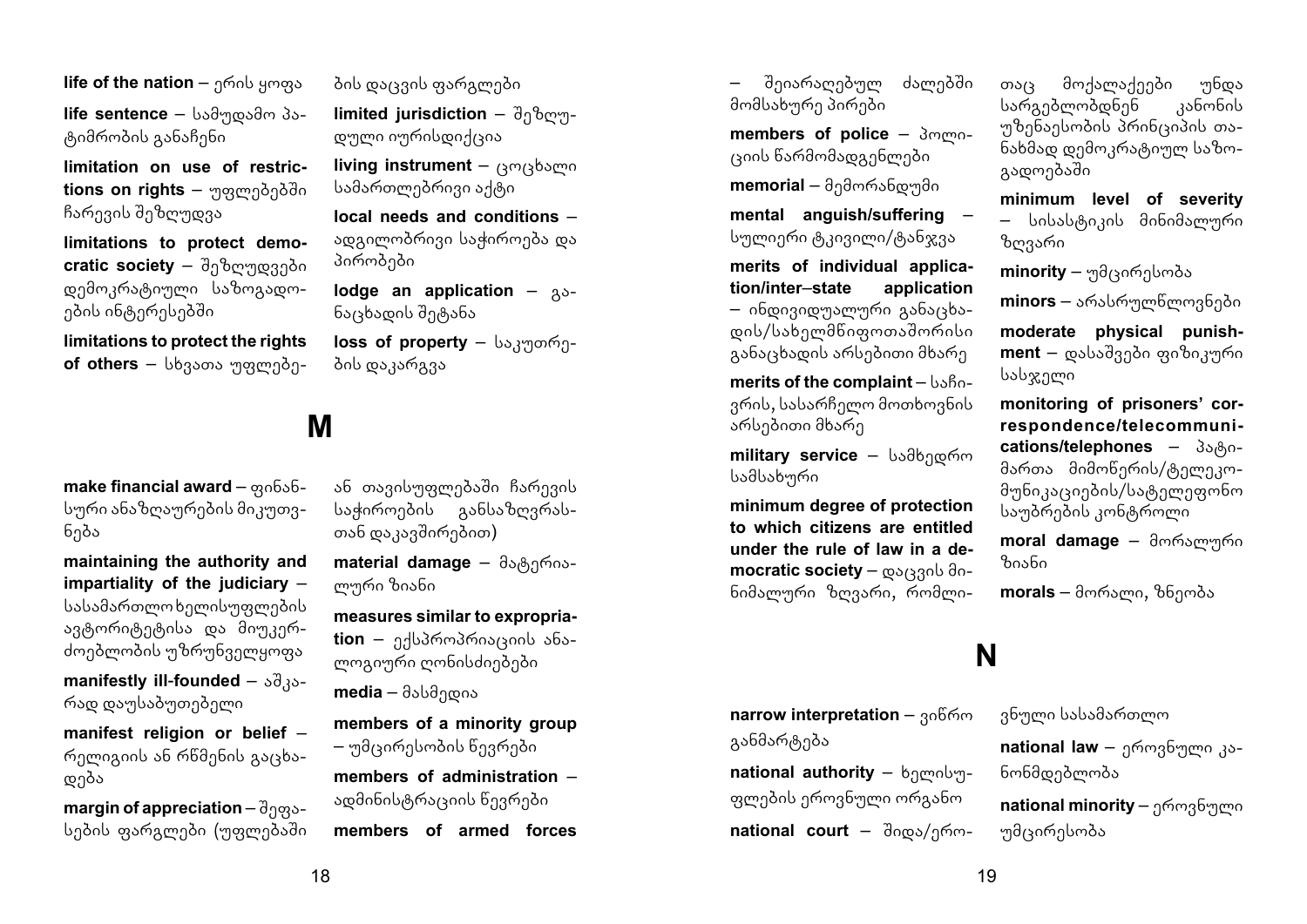**life of the nation** – ერის ყოფა

**life sentence** – სამუდამო პატიმრობის განაჩენი

**limitation on use of restrictions on rights** – უფლებებში ჩარევის შეზღუდვა

**limitations to protect democratic society** – შეზღუდვები დემოკრატიული საზოგადოების ინტერესებში

**limitations to protect the rights of others** – სხვათა უფლებების დაცვის ფარგლები

**limited jurisdiction** – შეზღუდული იურისდიქცია

**living instrument** – ცოცხალი სამართლებრივი აქტი

**local needs and conditions** – ადგილობრივი საჭიროება და პირობები

**lodge an application** – განაცხადის შეტანა

**loss of property** – საკუთრების დაკარგვა

# M

**make financial award** – ფინანსური ანაზღაურების მიკუთვნება

**maintaining the authority and impartiality of the judiciary** – სასამართლო ხელისუფლების ავტორიტეტისა და მიუკერძოებლობის უზრუნველყოფა

**manifestly ill-founded** – აშკარად დაუსაბუთებელი

**manifest religion or belief** – რელიგიის ან რწმენის გაცხადება

**margin of appreciation** – შეფასების ფარგლები (უფლებაში ან თავისუფლებაში ჩარევის საჭიროების განსაზღვრასთან დაკავშირებით)

**material damage** – მატერიალური ზიანი

**measures similar to expropriation** – ექსპროპრიაციის ანალოგიური ღონისძიებები

**media** – მასმედია

**members of a minority group** – უმცირესობის წევრები

**members of administration** – ადმინისტრაციის წევრები

**members of armed forces** – შეიარაღებულ ძალებში მომსახურე პირები

**members of police** – პოლიციის წარმომადგენლები

**memorial** – მემორანდუმი

**mental anguish/suffering** – სულიერი ტკივილი/ტანჯვა

**merits of individual application/inter–state application** – ინდივიდუალური განაცხადის/სახელმწიფოთაშორისი განაცხადის არსებითი მხარე

**merits of the complaint** – საჩივრის, სასარჩელო მოთხოვნის არსებითი მხარე

**military service** – სამხედრო სამსახური

**minimum degree of protection to which citizens are entitled under the rule of law in a democratic society** – დაცვის მინიმალური ზღვარი, რომლითაც მოქალაქეები უნდა სარგებლობდნენ კანონის უზენაესობის პრინციპის თანახმად დემოკრატიულ საზოგადოებაში

**minimum level of severity** – სისასტიკის მინიმალური ზღვარი

**minority** – უმცირესობა

**minors** – არასრულწლოვნები

**moderate physical punishment** – დასაშვები ფიზიკური სასჯელი

**monitoring of prisoners' correspondence/telecommunications/telephones** – პატიმართა მიმოწერის/ტელეკომუნიკაციების/სატელეფონო საუბრების კონტროლი

**moral damage** – მორალური ზიანი

**morals** – მორალი, ზნეობა

# N

**narrow interpretation** – ვიწრო განმარტება

**national authority** – ხელისუფლების ეროვნული ორგანო

**national court** – შიდა/ეროვნული სასამართლო

**national law** – ეროვნული კანონმდებლობა

**national minority** – ეროვნული უმცირესობა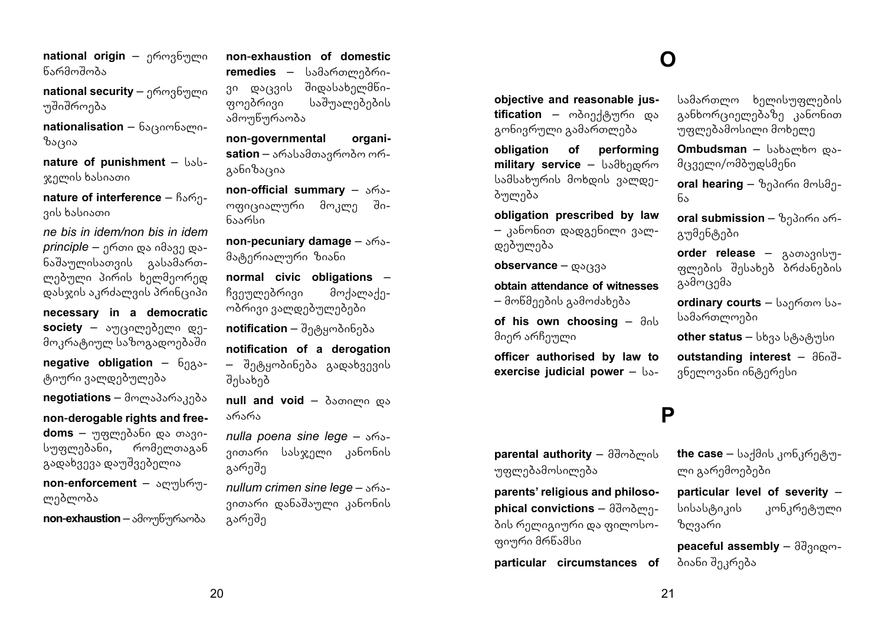**national origin** – ეროვნული წარმოშობა

**national security** – ეროვნული უშიშროება

**nationalisation** – ნაციონალიზაცია

**nature of punishment** – სასჯელის ხასიათი

**nature of interference** – ჩარევის ხასიათი

*ne bis in idem/non bis in idem principle* – ერთი და იმავე დანაშაულისათვის გასამართლებული პირის ხელმეორედ დასჯის აკრძალვის პრინციპი

**necessary in a democratic society** – აუცილებელი დემოკრატიულ საზოგადოებაში

**negative obligation** – ნეგატიური ვალდებულება

**negotiations** – მოლაპარაკება

**non-derogable rights and freedoms** – უფლებანი და თავისუფლებანი, რომელთაგან გადახვევა დაუშვებელია

**non-enforcement** – აღუსრულებლობა

**non-exhaustion** – ამოუწურაობა

**non-exhaustion of domestic remedies** – სამართლებრივი დაცვის შიდასახელმწიფოებრივი საშუალებების ამოუწურაობა

**non-governmental organisation** – არასამთავრობო ორგანიზაცია

**non-official summary** – არაოფიციალური მოკლე შინაარსი

**non-pecuniary damage** – არამატერიალური ზიანი

**normal civic obligations** – ჩვეულებრივი მოქალაქეობრივი ვალდებულებები

**notification** – შეტყობინება

**notification of a derogation** – შეტყობინება გადახვევის შესახებ

**null and void** – ბათილი და არარა

*nulla poena sine lege* – არავითარი სასჯელი კანონის გარეშე

*nullum crimen sine lege* – არავითარი დანაშაული კანონის გარეშე

# O

**objective and reasonable justification** – ობიექტური და გონივრული გამართლება

**obligation of performing military service** – სამხედრო სამსახურის მოხდის ვალდებულება

**obligation prescribed by law** – კანონით დადგენილი ვალდებულება

**observance** – დაცვა

**obtain attendance of witnesses** – მოწმეების გამოძახება

**of his own choosing** – მის მიერ არჩეული

**officer authorised by law to exercise judicial power** – სამართლო ხელისუფლების განხორციელებაზე კანონით უფლებამოსილი მოხელე

**Ombudsman** – სახალხო დამცველი/ომბუდსმენი

**oral hearing** – ზეპირი მოსმენა

**oral submission** – ზეპირი არგუმენტები

**order release** – გათავისუფლების შესახებ ბრძანების გამოცემა

**ordinary courts** – საერთო სასამართლოები

**other status** – სხვა სტატუსი

**outstanding interest** – მნიშვნელოვანი ინტერესი

# P

**parental authority** – მშობლის უფლებამოსილება

**parents' religious and philosophical convictions** – მშობლების რელიგიური და ფილოსოფიური მრწამსი

**particular circumstances of the case** – საქმის კონკრეტული გარემოებები

**particular level of severity** – სისასტიკის კონკრეტული ზღვარი

**peaceful assembly** – მშვიდობიანი შეკრება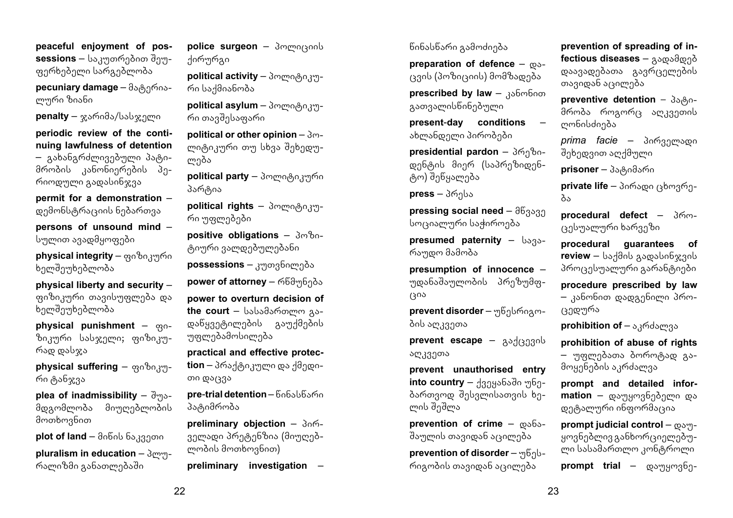**peaceful enjoyment of possessions** – საკუთრებით შეუფერხებელი სარგებლობა

**pecuniary damage** – მატერიალური ზიანი

**penalty** – ჯარიმა/სასჯელი

**periodic review of the continuing lawfulness of detention** – გახანგრძლივებული პატიმრობის კანონიერების პერიოდული გადასინჯვა

**permit for a demonstration** – დემონსტრაციის ნებართვა

**persons of unsound mind** – სულით ავადმყოფები

**physical integrity** – ფიზიკური ხელშეუხებლობა

**physical liberty and security** – ფიზიკური თავისუფლება და ხელშეუხებლობა

**physical punishment** – ფიზიკური სასჯელი; ფიზიკურად დასჯა

**physical suffering** – ფიზიკური ტანჯვა

**plea of inadmissibility** – შუამდგომლობა მიუღებლობის მოთხოვნით

**plot of land** – მიწის ნაკვეთი

**pluralism in education** – პლურალიზმი განათლებაში

**police surgeon** – პოლიციის ქირურგი

**political activity** – პოლიტიკური საქმიანობა

**political asylum** – პოლიტიკური თავშესაფარი

**political or other opinion** – პოლიტიკური თუ სხვა შეხედულება

**political party** – პოლიტიკური პარტია

**political rights** – პოლიტიკური უფლებები

**positive obligations** – პოზიტიური ვალდებულებანი

**possessions** – კუთვნილება

**power of attorney** – რწმუნება

**power to overturn decision of the court** – სასამართლო გადაწყვეტილების გაუქმების უფლებამოსილება

**practical and effective protection** – პრაქტიკული და ქმედითი დაცვა

**pre-trial detention** – წინასწარი პატიმრობა

**preliminary objection** – პირველადი პრეტენზია (მიუღებლობის მოთხოვნით)

**preliminary investigation** – წინასწარი გამოძიება

**preparation of defence** – დაცვის (პოზიციის) მომზადება

**prescribed by law** – კანონით გათვალისწინებული

**present-day conditions** – ახლანდელი პირობები

**presidential pardon** – პრეზიდენტის მიერ (საპრეზიდენტო) შეწყალება

**press** – პრესა

**pressing social need** – მწვავე სოციალური საჭიროება

**presumed paternity** – სავარაუდო მამობა

**presumption of innocence** – უდანაშაულობის პრეზუმფცია

**prevent disorder** – უწესრიგობის აღკვეთა

**prevent escape** – გაქცევის აღკვეთა

**prevent unauthorised entry into country** – ქვეყანაში უნებართვოდ შესვლისათვის ხელის შეშლა

**prevention of crime** – დანაშაულის თავიდან აცილება

**prevention of disorder** – უწესრიგობის თავიდან აცილება

**prevention of spreading of infectious diseases** – გადამდებ დაავადებათა გავრცელების თავიდან აცილება

**preventive detention** – პატიმრობა როგორც აღკვეთის ღონისძიება

***prima facie*** – პირველადი შეხედვით აღქმული

**prisoner** – პატიმარი

**private life** – პირადი ცხოვრება

**procedural defect** – პროცესუალური ხარვეზი

**procedural guarantees of review** – საქმის გადასინჯვის პროცესუალური გარანტიები

**procedure prescribed by law** – კანონით დადგენილი პროცედურა

**prohibition of** – აკრძალვა

**prohibition of abuse of rights** – უფლებათა ბოროტად გამოყენების აკრძალვა

**prompt and detailed information** – დაუყოვნებელი და დეტალური ინფორმაცია

**prompt judicial control** – დაუყოვნებლივ განხორციელებული სასამართლო კონტროლი

**prompt trial** – დაუყოვნე-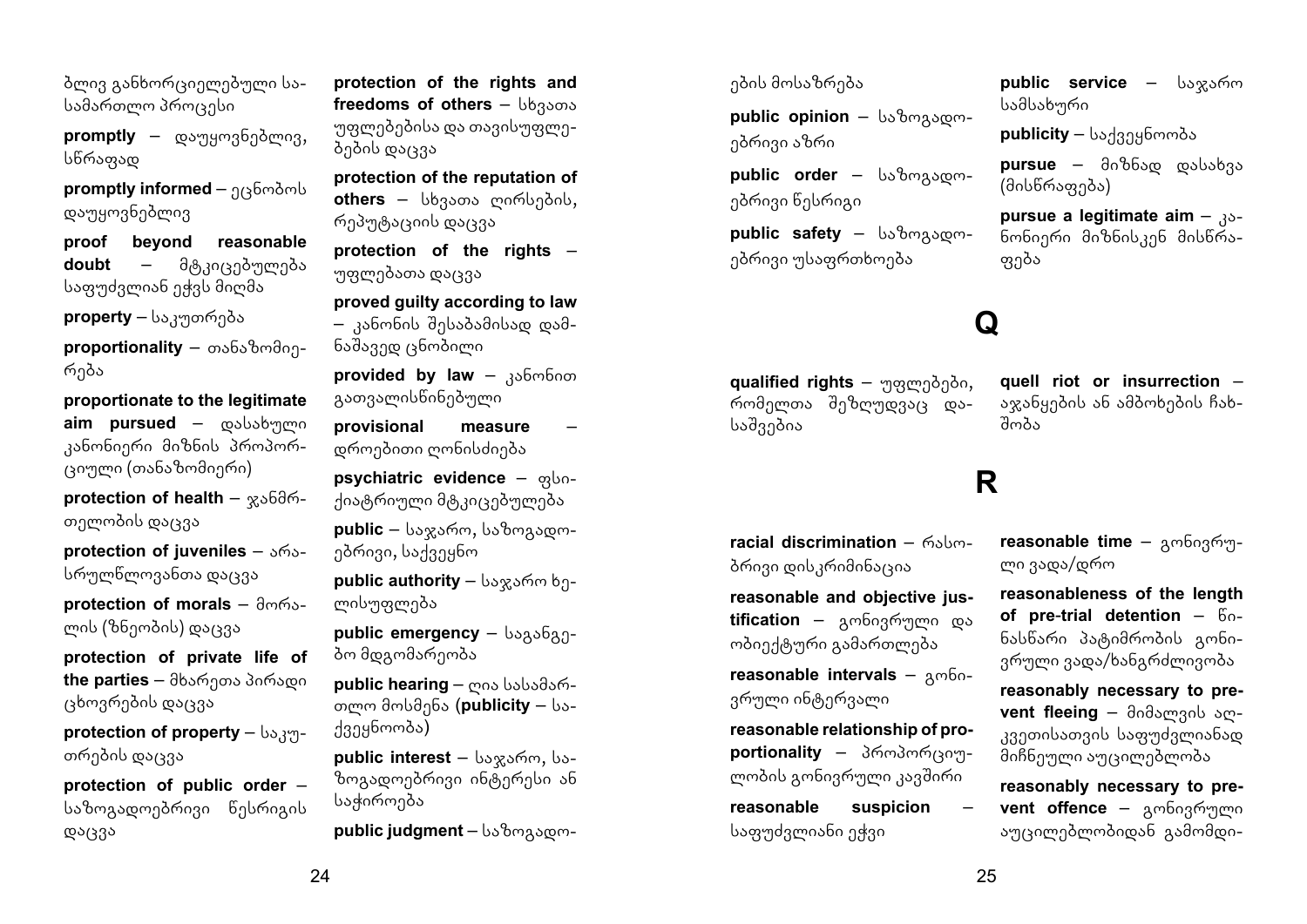ბლივ განხორციელებული სასამართლო პროცესი

**promptly** – დაუყოვნებლივ, სწრაფად

**promptly informed** – ეცნობოს დაუყოვნებლივ

**proof beyond reasonable doubt** – მტკიცებულება საფუძვლიან ეჭვს მიღმა

**property** – საკუთრება

**proportionality** – თანაზომიერება

**proportionate to the legitimate aim pursued** – დასახული კანონიერი მიზნის პროპორციული (თანაზომიერი)

**protection of health** – ჯანმრთელობის დაცვა

**protection of juveniles** – არასრულწლოვანთა დაცვა

**protection of morals** – მორალის (ზნეობის) დაცვა

**protection of private life of the parties** – მხარეთა პირადი ცხოვრების დაცვა

**protection of property** – საკუთრების დაცვა

**protection of public order** – საზოგადოებრივი წესრიგის დაცვა

**protection of the rights and freedoms of others** – სხვათა უფლებებისა და თავისუფლებების დაცვა

**protection of the reputation of others** – სხვათა ღირსების, რეპუტაციის დაცვა

**protection of the rights** – უფლებათა დაცვა

**proved guilty according to law** – კანონის შესაბამისად დამნაშავედ ცნობილი

**provided by law** – კანონით გათვალისწინებული

**provisional measure** – დროებითი ღონისძიება

**psychiatric evidence** – ფსიქიატრიული მტკიცებულება

**public** – საჯარო, საზოგადოებრივი, საქვეყნო

**public authority** – საჯარო ხელისუფლება

**public emergency** – საგანგებო მდგომარეობა

**public hearing** – ღია სასამართლო მოსმენა (**publicity** – საქვეყნოობა)

**public interest** – საჯარო, საზოგადოებრივი ინტერესი ან საჭიროება

**public judgment** – საზოგადოების მოსაზრება

**public opinion** – საზოგადოებრივი აზრი

**public order** – საზოგადოებრივი წესრიგი

**public safety** – საზოგადოებრივი უსაფრთხოება

**public service** – საჯარო სამსახური

**publicity** – საქვეყნოობა

**pursue** – მიზნად დასახვა (მისწრაფება)

**pursue a legitimate aim** – კანონიერი მიზნისკენ მისწრაფება

# Q

**qualified rights** – უფლებები, რომელთა შეზღუდვაც დასაშვებია

**quell riot or insurrection** – აჯანყების ან ამბოხების ჩახშობა

# R

**racial discrimination** – რასობრივი დისკრიმინაცია

**reasonable and objective justification** – გონივრული და ობიექტური გამართლება

**reasonable intervals** – გონივრული ინტერვალი

**reasonable relationship of proportionality** – პროპორციულობის გონივრული კავშირი

**reasonable suspicion** – საფუძვლიანი ეჭვი

**reasonable time** – გონივრული ვადა/დრო

**reasonableness of the length of pre-trial detention** – წინასწარი პატიმრობის გონივრული ვადა/ხანგრძლივობა

**reasonably necessary to prevent fleeing** – მიმალვის აღკვეთისათვის საფუძვლიანად მიჩნეული აუცილებლობა

**reasonably necessary to prevent offence** – გონივრული აუცილებლობიდან გამომდი-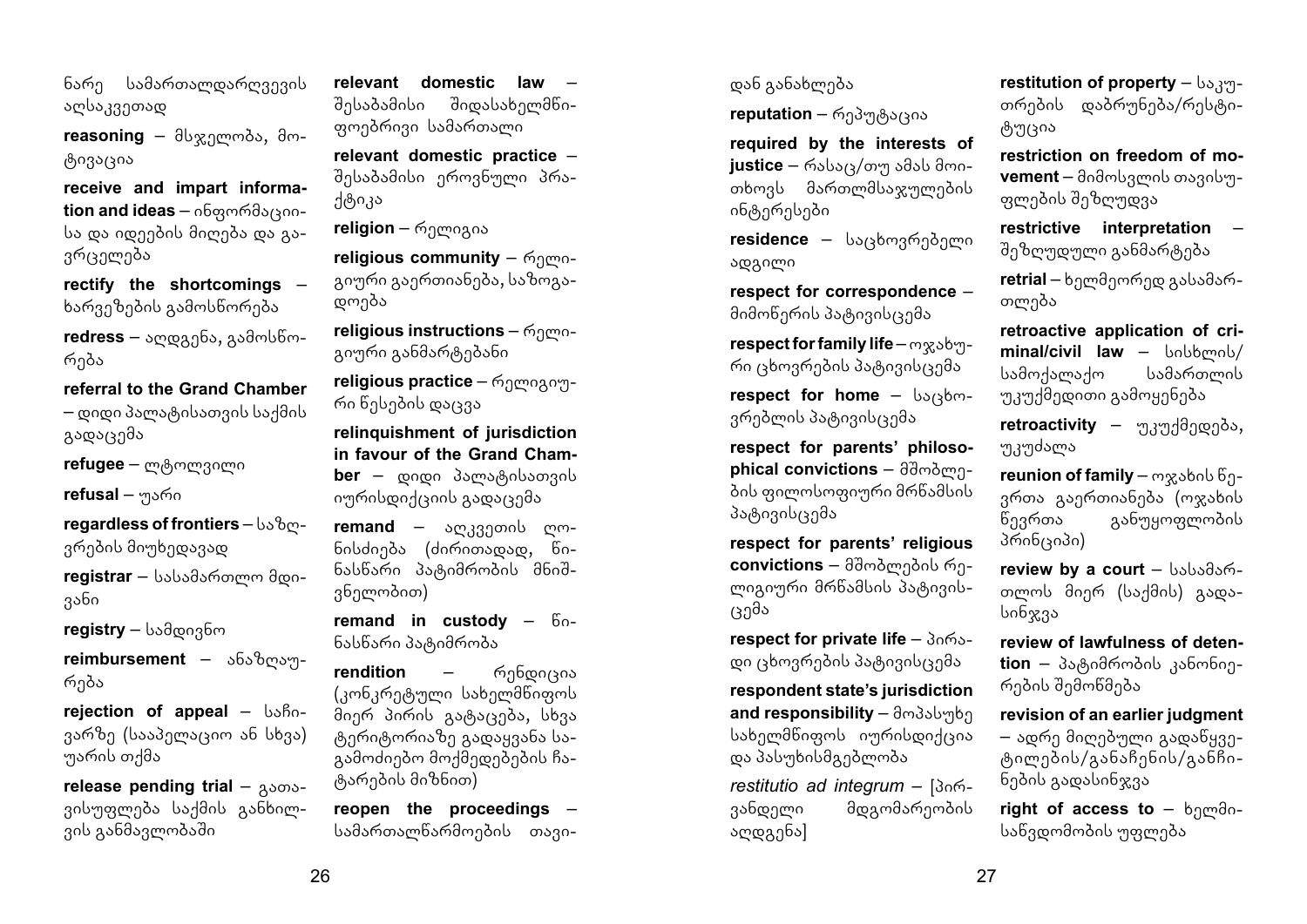ნარე სამართალდარღვევის აღსაკვეთად

**reasoning** – მსჯელობა, მოტივაცია

**receive and impart information and ideas** – ინფორმაციისა და იდეების მიღება და გავრცელება

**rectify the shortcomings** – ხარვეზების გამოსწორება

**redress** – აღდგენა, გამოსწორება

**referral to the Grand Chamber** – დიდი პალატისათვის საქმის გადაცემა

**refugee** – ლტოლვილი

**refusal** – უარი

**regardless of frontiers** – საზღვრების მიუხედავად

**registrar** – სასამართლო მდივანი

**registry** – სამდივნო

**reimbursement** – ანაზღაურება

**rejection of appeal** – საჩივარზე (სააპელაციო ან სხვა) უარის თქმა

**release pending trial** – გათავისუფლება საქმის განხილვის განმავლობაში

**relevant domestic law** – შესაბამისი შიდასახელმწიფოებრივი სამართალი

**relevant domestic practice** – შესაბამისი ეროვნული პრაქტიკა

**religion** – რელიგია

**religious community** – რელიგიური გაერთიანება, საზოგადოება

**religious instructions** – რელიგიური განმარტებანი

**religious practice** – რელიგიური წესების დაცვა

**relinquishment of jurisdiction in favour of the Grand Chamber** – დიდი პალატისათვის იურისდიქციის გადაცემა

**remand** – აღკვეთის ღონისძიება (ძირითადად, წინასწარი პატიმრობის მნიშვნელობით)

**remand in custody** – წინასწარი პატიმრობა

**rendition** – რენდიცია (კონკრეტული სახელმწიფოს მიერ პირის გატაცება, სხვა ტერიტორიაზე გადაყვანა საგამოძიებო მოქმედებების ჩატარების მიზნით)

**reopen the proceedings** – სამართალწარმოების თავიდან განახლება

**reputation** – რეპუტაცია

**required by the interests of justice** – რასაც/თუ ამას მოითხოვს მართლმსაჯულების ინტერესები

**residence** – საცხოვრებელი ადგილი

**respect for correspondence** – მიმოწერის პატივისცემა

**respect for family life** – ოჯახური ცხოვრების პატივისცემა

**respect for home** – საცხოვრებლის პატივისცემა

**respect for parents' philosophical convictions** – მშობლების ფილოსოფიური მრწამსის პატივისცემა

**respect for parents' religious convictions** – მშობლების რელიგიური მრწამსის პატივისცემა

**respect for private life** – პირადი ცხოვრების პატივისცემა

**respondent state's jurisdiction and responsibility** – მოპასუხე სახელმწიფოს იურისდიქცია და პასუხისმგებლობა

*restitutio ad integrum* – [პირვანდელი მდგომარეობის აღდგენა]

**restitution of property** – საკუთრების დაბრუნება/რესტიტუცია

**restriction on freedom of movement** – მიმოსვლის თავისუფლების შეზღუდვა

**restrictive interpretation** – შეზღუდული განმარტება

**retrial** – ხელმეორედ გასამართლება

**retroactive application of criminal/civil law** – სისხლის/სამოქალაქო სამართლის უკუქმედითი გამოყენება

**retroactivity** – უკუქმედება, უკუძალა

**reunion of family** – ოჯახის წევრთა გაერთიანება (ოჯახის წევრთა განუყოფლობის პრინციპი)

**review by a court** – სასამართლოს მიერ (საქმის) გადასინჯვა

**review of lawfulness of detention** – პატიმრობის კანონიერების შემოწმება

**revision of an earlier judgment** – ადრე მიღებული გადაწყვეტილების/განაჩენის/განჩინების გადასინჯვა

**right of access to** – ხელმისაწვდომობის უფლება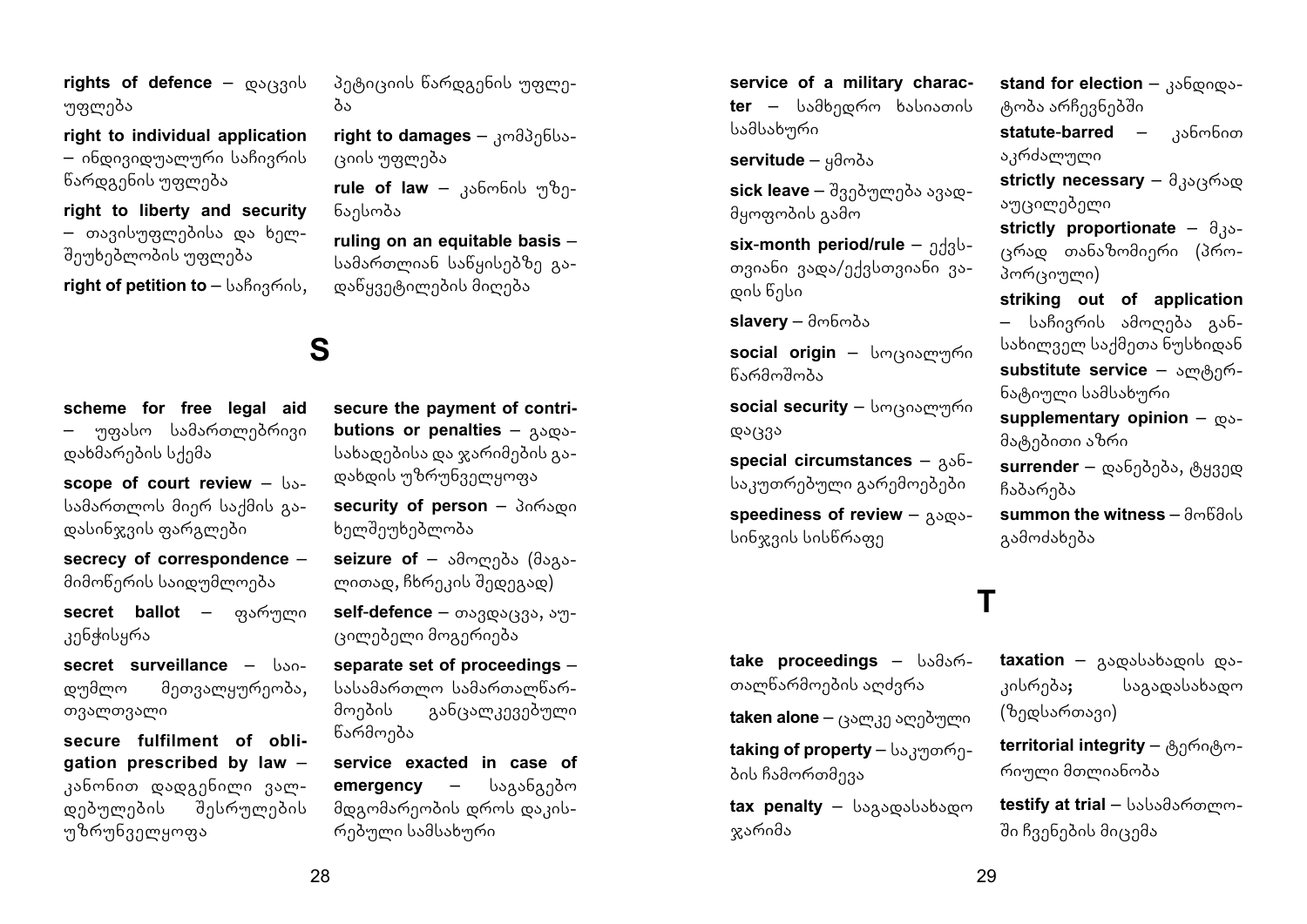**rights of defence** – დაცვის უფლება

**right to individual application** – ინდივიდუალური საჩივრის წარდგენის უფლება

**right to liberty and security** – თავისუფლებისა და ხელშეუხებლობის უფლება

**right of petition to** – საჩივრის, პეტიციის წარდგენის უფლება

**right to damages** – კომპენსაციის უფლება

**rule of law** – კანონის უზენაესობა

**ruling on an equitable basis** – სამართლიან საწყისებზე გადაწყვეტილების მიღება

# S

**scheme for free legal aid** – უფასო სამართლებრივი დახმარების სქემა

**scope of court review** – სასამართლოს მიერ საქმის გადასინჯვის ფარგლები

**secrecy of correspondence** – მიმოწერის საიდუმლოება

**secret ballot** – ფარული კენჭისყრა

**secret surveillance** – საიდუმლო მეთვალყურეობა, თვალთვალი

**secure fulfilment of obligation prescribed by law** – კანონით დადგენილი ვალდებულების შესრულების უზრუნველყოფა

**secure the payment of contributions or penalties** – გადასახადებისა და ჯარიმების გადახდის უზრუნველყოფა

**security of person** – პირადი ხელშეუხებლობა

**seizure of** – ამოღება (მაგალითად, ჩხრეკის შედეგად)

**self-defence** – თავდაცვა, აუცილებელი მოგერიება

**separate set of proceedings** – სასამართლო სამართალწარმოების განცალკევებული წარმოება

**service exacted in case of emergency** – საგანგებო მდგომარეობის დროს დაკისრებული სამსახური

**service of a military character** – სამხედრო ხასიათის სამსახური

**servitude** – ყმობა

**sick leave** – შვებულება ავადმყოფობის გამო

**six-month period/rule** – ექვსთვიანი ვადა/ექვსთვიანი ვადის წესი

**slavery** – მონობა

**social origin** – სოციალური წარმოშობა

**social security** – სოციალური დაცვა

**special circumstances** – განსაკუთრებული გარემოებები

**speediness of review** – გადასინჯვის სისწრაფე

**stand for election** – კანდიდატობა არჩევნებში

**statute-barred** – კანონით აკრძალული

**strictly necessary** – მკაცრად აუცილებელი

**strictly proportionate** – მკაცრად თანაზომიერი (პროპორციული)

**striking out of application** – საჩივრის ამოღება განსახილველ საქმეთა ნუსხიდან

**substitute service** – ალტერნატიული სამსახური

**supplementary opinion** – დამატებითი აზრი

**surrender** – დანებება, ტყვედ ჩაბარება

**summon the witness** – მოწმის გამოძახება

# T

**take proceedings** – სამართალწარმოების აღძვრა

**taken alone** – ცალკე აღებული

**taking of property** – საკუთრების ჩამორთმევა

**tax penalty** – საგადასახადო ჯარიმა

**taxation** – გადასახადის დაკისრება; საგადასახადო (ზედსართავი)

**territorial integrity** – ტერიტორიული მთლიანობა

**testify at trial** – სასამართლოში ჩვენების მიცემა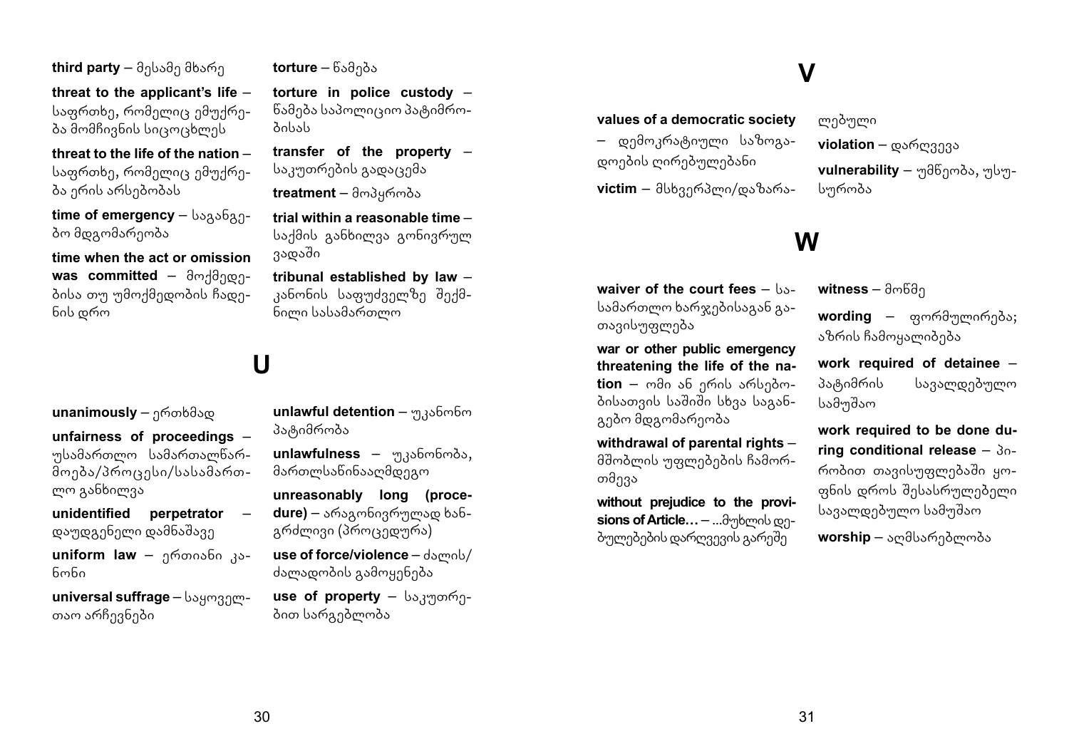**third party** – მესამე მხარე

**threat to the applicant's life** – საფრთხე, რომელიც ემუქრება მომჩივნის სიცოცხლეს

**threat to the life of the nation** – საფრთხე, რომელიც ემუქრება ერის არსებობას

**time of emergency** – საგანგებო მდგომარეობა

**time when the act or omission was committed** – მოქმედებისა თუ უმოქმედობის ჩადენის დრო

**torture** – წამება

**torture in police custody** – წამება საპოლიციო პატიმრობისას

**transfer of the property** – საკუთრების გადაცემა

**treatment** – მოპყრობა

**trial within a reasonable time** – საქმის განხილვა გონივრულ ვადაში

**tribunal established by law** – კანონის საფუძველზე შექმნილი სასამართლო

## U

**unanimously** – ერთხმად

**unfairness of proceedings** – უსამართლო სამართალწარმოება/პროცესი/სასამართლო განხილვა

**unidentified perpetrator** – დაუდგენელი დამნაშავე

**uniform law** – ერთიანი კანონი

**universal suffrage** – საყოველთაო არჩევნები

**unlawful detention** – უკანონო პატიმრობა

**unlawfulness** – უკანონობა, მართლსაწინააღმდეგო

**unreasonably long (procedure)** – არაგონივრულად ხანგრძლივი (პროცედურა)

**use of force/violence** – ძალის/ძალადობის გამოყენება

**use of property** – საკუთრებით სარგებლობა

## V

**values of a democratic society** – დემოკრატიული საზოგადოების ღირებულებანი

**victim** – მსხვერპლი/დაზარალებული

**violation** – დარღვევა

**vulnerability** – უმწეობა, უსუსურობა

## W

**waiver of the court fees** – სასამართლო ხარჯებისაგან გათავისუფლება

**war or other public emergency threatening the life of the nation** – ომი ან ერის არსებობისათვის საშიში სხვა საგანგებო მდგომარეობა

**withdrawal of parental rights** – მშობლის უფლებების ჩამორთმევა

**without prejudice to the provisions of Article…** – ...მუხლის დებულებების დარღვევის გარეშე

**witness** – მოწმე

**wording** – ფორმულირება; აზრის ჩამოყალიბება

**work required of detainee** – პატიმრის სავალდებულო სამუშაო

**work required to be done during conditional release** – პირობით თავისუფლებაში ყოფნის დროს შესასრულებელი სავალდებულო სამუშაო

**worship** – აღმსარებლობა